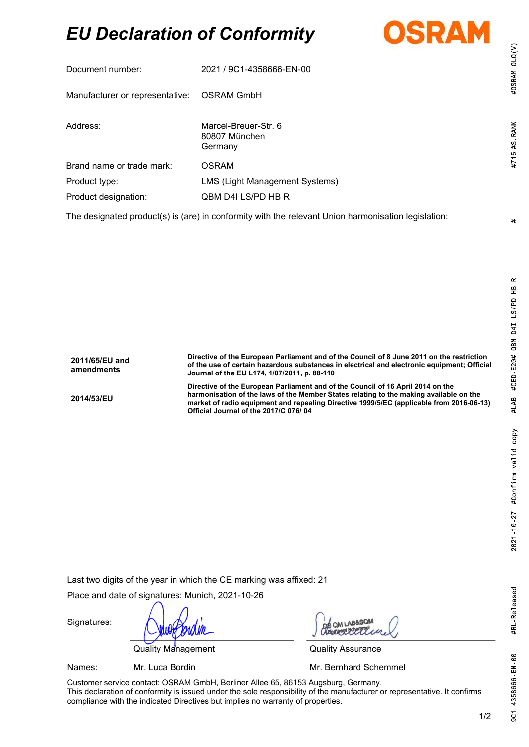# *EU Declaration of Conformity*

| | |
|---|---|
| Document number: | 2021 / 9C1-4358666-EN-00 |
| Manufacturer or representative: | OSRAM GmbH |
| Address: | Marcel-Breuer-Str. 6<br>80807 München<br>Germany |
| Brand name or trade mark: | OSRAM |
| Product type: | LMS (Light Management Systems) |
| Product designation: | QBM D4I LS/PD HB R |

The designated product(s) is (are) in conformity with the relevant Union harmonisation legislation:

| | |
|---|---|
| **2011/65/EU and amendments** | **Directive of the European Parliament and of the Council of 8 June 2011 on the restriction of the use of certain hazardous substances in electrical and electronic equipment; Official Journal of the EU L174, 1/07/2011, p. 88-110** |
| **2014/53/EU** | **Directive of the European Parliament and of the Council of 16 April 2014 on the harmonisation of the laws of the Member States relating to the making available on the market of radio equipment and repealing Directive 1999/5/EC (applicable from 2016-06-13) Official Journal of the 2017/C 076/ 04** |

Last two digits of the year in which the CE marking was affixed: 21

Place and date of signatures: Munich, 2021-10-26

Signatures:

| | Quality Management | Quality Assurance |
|---|---|---|
| Names: | Mr. Luca Bordin | Mr. Bernhard Schemmel |

Customer service contact: OSRAM GmbH, Berliner Allee 65, 86153 Augsburg, Germany.
This declaration of conformity is issued under the sole responsibility of the manufacturer or representative. It confirms compliance with the indicated Directives but implies no warranty of properties.

9C1 4358666-EN-00 #RL-Released 2021-10-27 #Confirm valid copy #LAB #CED-E20# QBM D4I LS/PD HB R # #715 #S.RANK #OSRAM OLQ(V)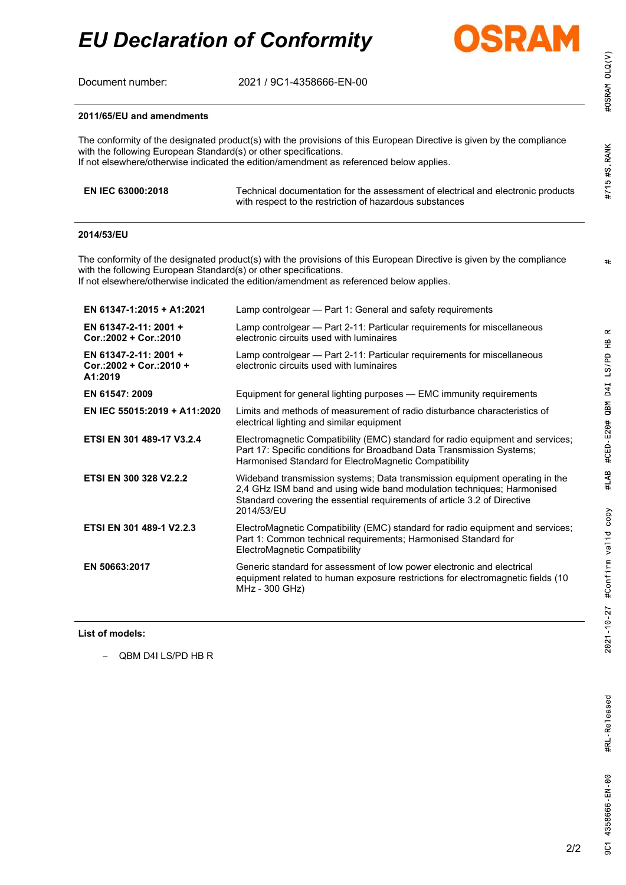# EU Declaration of Conformity

OSRAM

Document number: 2021 / 9C1-4358666-EN-00

**2011/65/EU and amendments**

The conformity of the designated product(s) with the provisions of this European Directive is given by the compliance with the following European Standard(s) or other specifications.
If not elsewhere/otherwise indicated the edition/amendment as referenced below applies.

| | |
|---|---|
| **EN IEC 63000:2018** | Technical documentation for the assessment of electrical and electronic products with respect to the restriction of hazardous substances |

**2014/53/EU**

The conformity of the designated product(s) with the provisions of this European Directive is given by the compliance with the following European Standard(s) or other specifications.
If not elsewhere/otherwise indicated the edition/amendment as referenced below applies.

| | |
|---|---|
| **EN 61347-1:2015 + A1:2021** | Lamp controlgear — Part 1: General and safety requirements |
| **EN 61347-2-11: 2001 + Cor.:2002 + Cor.:2010** | Lamp controlgear — Part 2-11: Particular requirements for miscellaneous electronic circuits used with luminaires |
| **EN 61347-2-11: 2001 + Cor.:2002 + Cor.:2010 + A1:2019** | Lamp controlgear — Part 2-11: Particular requirements for miscellaneous electronic circuits used with luminaires |
| **EN 61547: 2009** | Equipment for general lighting purposes — EMC immunity requirements |
| **EN IEC 55015:2019 + A11:2020** | Limits and methods of measurement of radio disturbance characteristics of electrical lighting and similar equipment |
| **ETSI EN 301 489-17 V3.2.4** | Electromagnetic Compatibility (EMC) standard for radio equipment and services; Part 17: Specific conditions for Broadband Data Transmission Systems; Harmonised Standard for ElectroMagnetic Compatibility |
| **ETSI EN 300 328 V2.2.2** | Wideband transmission systems; Data transmission equipment operating in the 2,4 GHz ISM band and using wide band modulation techniques; Harmonised Standard covering the essential requirements of article 3.2 of Directive 2014/53/EU |
| **ETSI EN 301 489-1 V2.2.3** | ElectroMagnetic Compatibility (EMC) standard for radio equipment and services; Part 1: Common technical requirements; Harmonised Standard for ElectroMagnetic Compatibility |
| **EN 50663:2017** | Generic standard for assessment of low power electronic and electrical equipment related to human exposure restrictions for electromagnetic fields (10 MHz - 300 GHz) |

**List of models:**

- QBM D4I LS/PD HB R